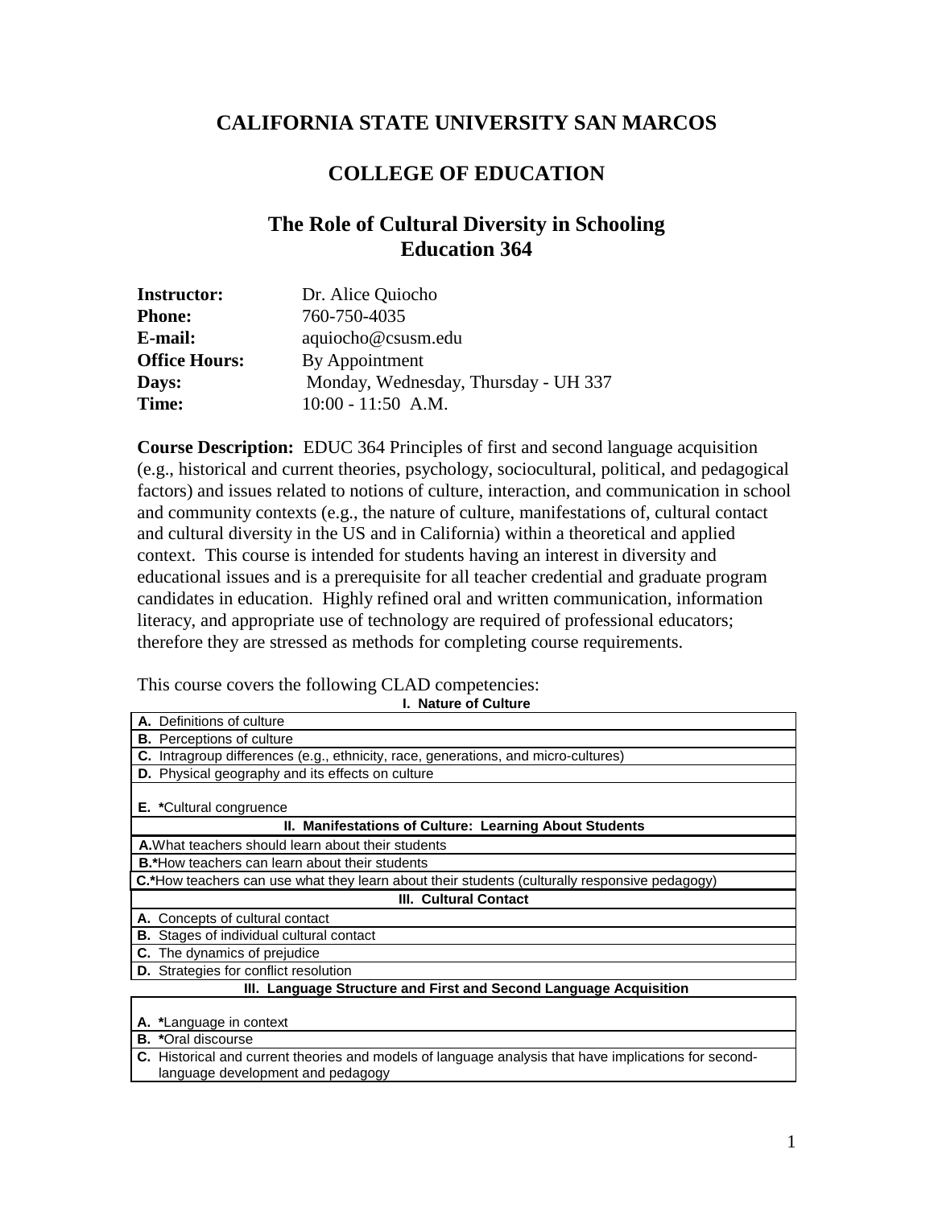# CALIFORNIA STATE UNIVERSITY SAN MARCOS

## COLLEGE OF EDUCATION

## The Role of Cultural Diversity in Schooling
## Education 364

**Instructor:** Dr. Alice Quiocho
**Phone:** 760-750-4035
**E-mail:** aquiocho@csusm.edu
**Office Hours:** By Appointment
**Days:** Monday, Wednesday, Thursday - UH 337
**Time:** 10:00 - 11:50 A.M.

**Course Description:** EDUC 364 Principles of first and second language acquisition (e.g., historical and current theories, psychology, sociocultural, political, and pedagogical factors) and issues related to notions of culture, interaction, and communication in school and community contexts (e.g., the nature of culture, manifestations of, cultural contact and cultural diversity in the US and in California) within a theoretical and applied context. This course is intended for students having an interest in diversity and educational issues and is a prerequisite for all teacher credential and graduate program candidates in education. Highly refined oral and written communication, information literacy, and appropriate use of technology are required of professional educators; therefore they are stressed as methods for completing course requirements.

This course covers the following CLAD competencies:

| I. Nature of Culture |
|---|
| **A.** Definitions of culture |
| **B.** Perceptions of culture |
| **C.** Intragroup differences (e.g., ethnicity, race, generations, and micro-cultures) |
| **D.** Physical geography and its effects on culture |
| **E.** ***Cultural congruence |
| **II. Manifestations of Culture: Learning About Students** |
| **A.**What teachers should learn about their students |
| **B.***How teachers can learn about their students |
| **C.***How teachers can use what they learn about their students (culturally responsive pedagogy) |
| **III. Cultural Contact** |
| **A.** Concepts of cultural contact |
| **B.** Stages of individual cultural contact |
| **C.** The dynamics of prejudice |
| **D.** Strategies for conflict resolution |
| **III. Language Structure and First and Second Language Acquisition** |
| **A.** ***Language in context |
| **B.** ***Oral discourse |
| **C.** Historical and current theories and models of language analysis that have implications for second-language development and pedagogy |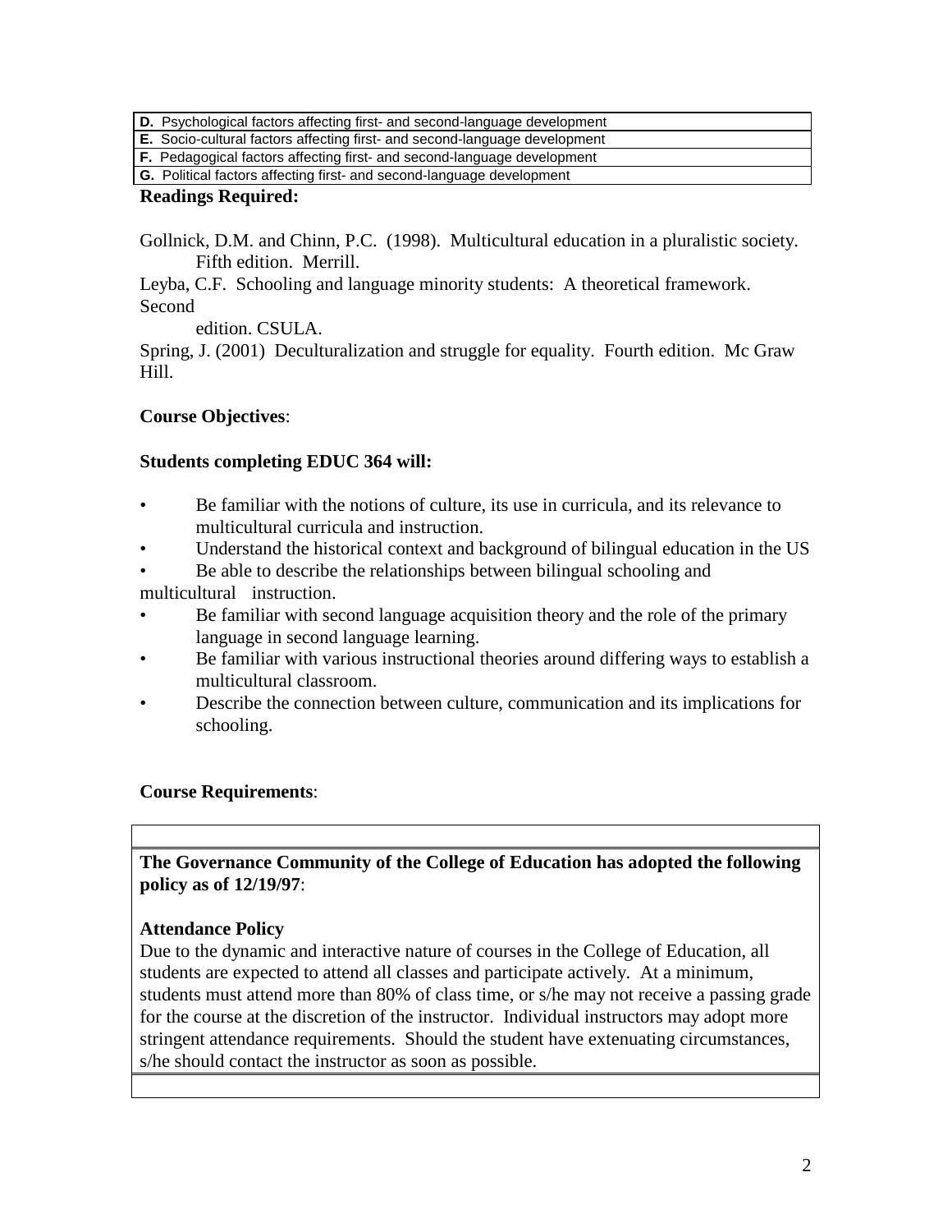| **D.** Psychological factors affecting first- and second-language development |
|---|
| **E.** Socio-cultural factors affecting first- and second-language development |
| **F.** Pedagogical factors affecting first- and second-language development |
| **G.** Political factors affecting first- and second-language development |

**Readings Required:**

Gollnick, D.M. and Chinn, P.C. (1998). Multicultural education in a pluralistic society. Fifth edition. Merrill.

Leyba, C.F. Schooling and language minority students: A theoretical framework. Second edition. CSULA.

Spring, J. (2001) Deculturalization and struggle for equality. Fourth edition. Mc Graw Hill.

**Course Objectives**:

**Students completing EDUC 364 will:**

- Be familiar with the notions of culture, its use in curricula, and its relevance to multicultural curricula and instruction.
- Understand the historical context and background of bilingual education in the US
- Be able to describe the relationships between bilingual schooling and multicultural instruction.
- Be familiar with second language acquisition theory and the role of the primary language in second language learning.
- Be familiar with various instructional theories around differing ways to establish a multicultural classroom.
- Describe the connection between culture, communication and its implications for schooling.

**Course Requirements**:

**The Governance Community of the College of Education has adopted the following policy as of 12/19/97**:

**Attendance Policy**

Due to the dynamic and interactive nature of courses in the College of Education, all students are expected to attend all classes and participate actively. At a minimum, students must attend more than 80% of class time, or s/he may not receive a passing grade for the course at the discretion of the instructor. Individual instructors may adopt more stringent attendance requirements. Should the student have extenuating circumstances, s/he should contact the instructor as soon as possible.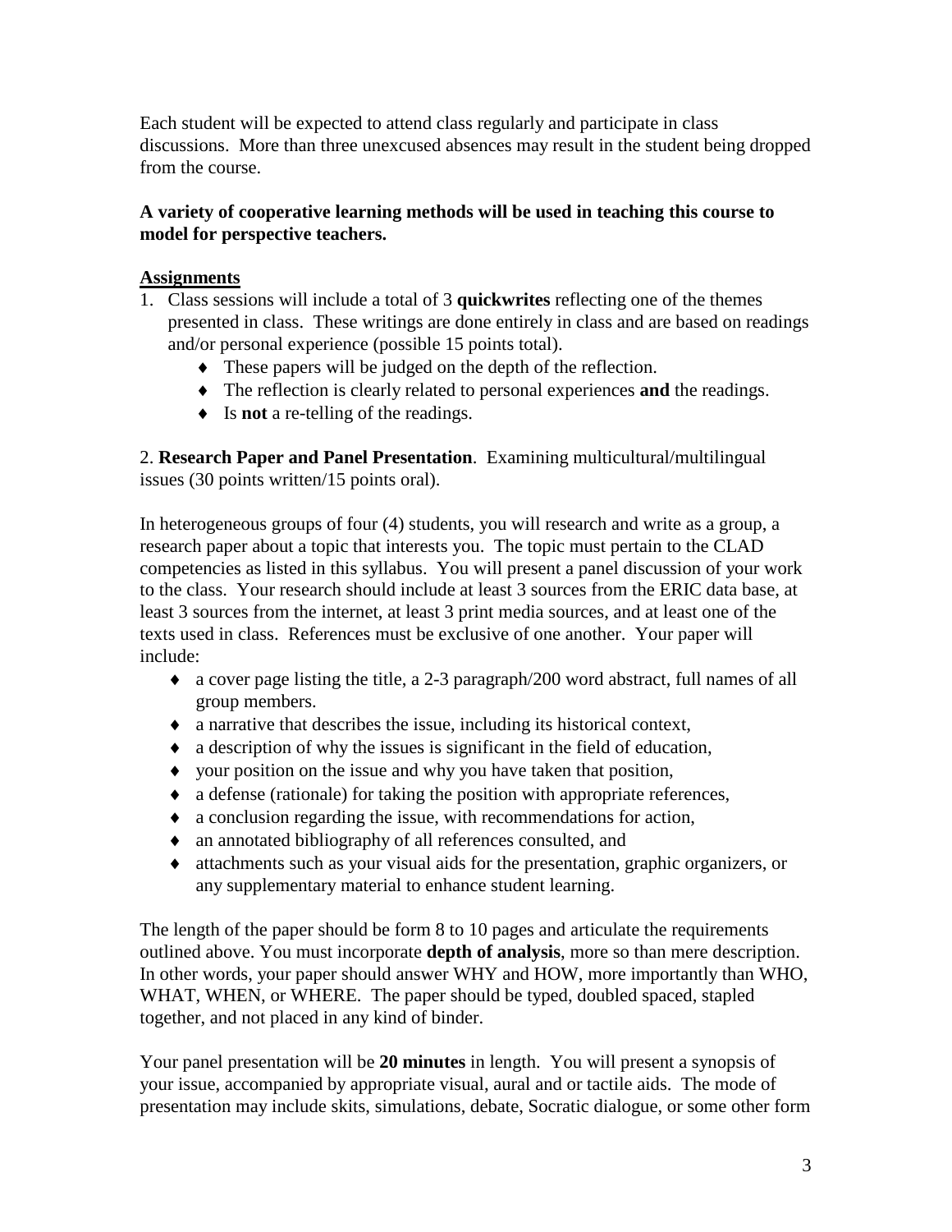Each student will be expected to attend class regularly and participate in class discussions. More than three unexcused absences may result in the student being dropped from the course.

**A variety of cooperative learning methods will be used in teaching this course to model for perspective teachers.**

**Assignments**

1. Class sessions will include a total of 3 **quickwrites** reflecting one of the themes presented in class. These writings are done entirely in class and are based on readings and/or personal experience (possible 15 points total).
   - These papers will be judged on the depth of the reflection.
   - The reflection is clearly related to personal experiences **and** the readings.
   - Is **not** a re-telling of the readings.

2. **Research Paper and Panel Presentation**. Examining multicultural/multilingual issues (30 points written/15 points oral).

In heterogeneous groups of four (4) students, you will research and write as a group, a research paper about a topic that interests you. The topic must pertain to the CLAD competencies as listed in this syllabus. You will present a panel discussion of your work to the class. Your research should include at least 3 sources from the ERIC data base, at least 3 sources from the internet, at least 3 print media sources, and at least one of the texts used in class. References must be exclusive of one another. Your paper will include:

- a cover page listing the title, a 2-3 paragraph/200 word abstract, full names of all group members.
- a narrative that describes the issue, including its historical context,
- a description of why the issues is significant in the field of education,
- your position on the issue and why you have taken that position,
- a defense (rationale) for taking the position with appropriate references,
- a conclusion regarding the issue, with recommendations for action,
- an annotated bibliography of all references consulted, and
- attachments such as your visual aids for the presentation, graphic organizers, or any supplementary material to enhance student learning.

The length of the paper should be form 8 to 10 pages and articulate the requirements outlined above. You must incorporate **depth of analysis**, more so than mere description. In other words, your paper should answer WHY and HOW, more importantly than WHO, WHAT, WHEN, or WHERE. The paper should be typed, doubled spaced, stapled together, and not placed in any kind of binder.

Your panel presentation will be **20 minutes** in length. You will present a synopsis of your issue, accompanied by appropriate visual, aural and or tactile aids. The mode of presentation may include skits, simulations, debate, Socratic dialogue, or some other form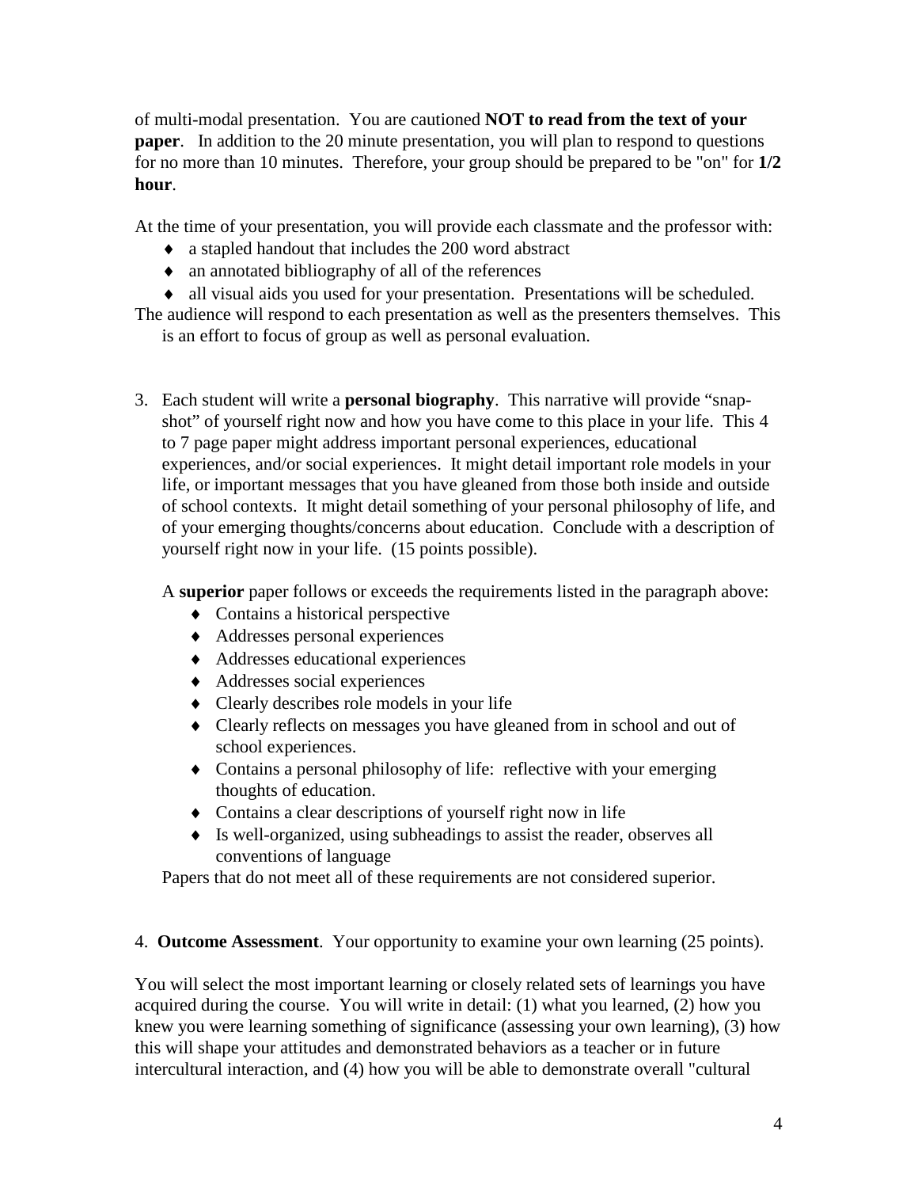of multi-modal presentation. You are cautioned **NOT to read from the text of your paper**. In addition to the 20 minute presentation, you will plan to respond to questions for no more than 10 minutes. Therefore, your group should be prepared to be "on" for **1/2 hour**.

At the time of your presentation, you will provide each classmate and the professor with:

- a stapled handout that includes the 200 word abstract
- an annotated bibliography of all of the references
- all visual aids you used for your presentation. Presentations will be scheduled.

The audience will respond to each presentation as well as the presenters themselves. This is an effort to focus of group as well as personal evaluation.

3. Each student will write a **personal biography**. This narrative will provide "snap-shot" of yourself right now and how you have come to this place in your life. This 4 to 7 page paper might address important personal experiences, educational experiences, and/or social experiences. It might detail important role models in your life, or important messages that you have gleaned from those both inside and outside of school contexts. It might detail something of your personal philosophy of life, and of your emerging thoughts/concerns about education. Conclude with a description of yourself right now in your life. (15 points possible).

   A **superior** paper follows or exceeds the requirements listed in the paragraph above:

   - Contains a historical perspective
   - Addresses personal experiences
   - Addresses educational experiences
   - Addresses social experiences
   - Clearly describes role models in your life
   - Clearly reflects on messages you have gleaned from in school and out of school experiences.
   - Contains a personal philosophy of life: reflective with your emerging thoughts of education.
   - Contains a clear descriptions of yourself right now in life
   - Is well-organized, using subheadings to assist the reader, observes all conventions of language

   Papers that do not meet all of these requirements are not considered superior.

4. **Outcome Assessment**. Your opportunity to examine your own learning (25 points).

You will select the most important learning or closely related sets of learnings you have acquired during the course. You will write in detail: (1) what you learned, (2) how you knew you were learning something of significance (assessing your own learning), (3) how this will shape your attitudes and demonstrated behaviors as a teacher or in future intercultural interaction, and (4) how you will be able to demonstrate overall "cultural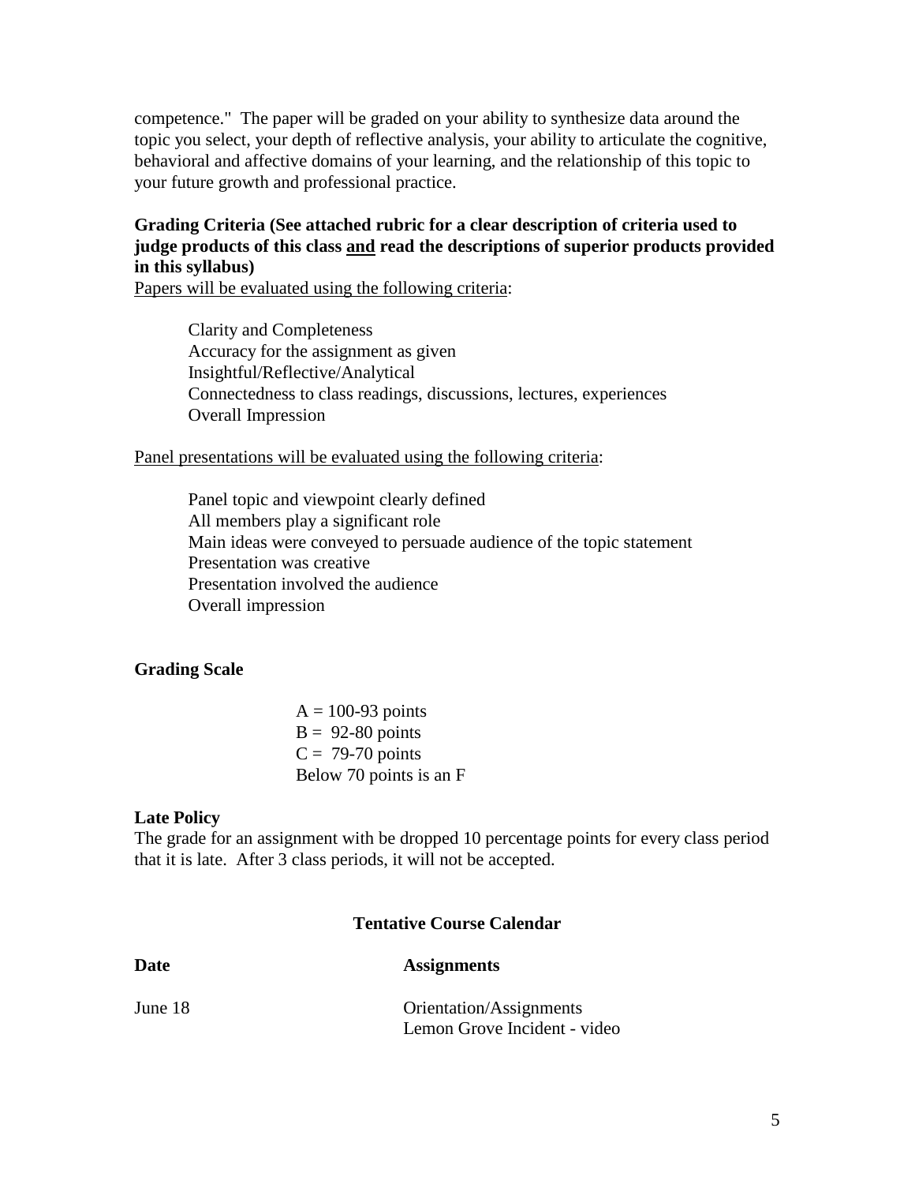competence." The paper will be graded on your ability to synthesize data around the topic you select, your depth of reflective analysis, your ability to articulate the cognitive, behavioral and affective domains of your learning, and the relationship of this topic to your future growth and professional practice.

**Grading Criteria (See attached rubric for a clear description of criteria used to judge products of this class <u>and</u> read the descriptions of superior products provided in this syllabus)**

<u>Papers will be evaluated using the following criteria</u>:

- Clarity and Completeness
- Accuracy for the assignment as given
- Insightful/Reflective/Analytical
- Connectedness to class readings, discussions, lectures, experiences
- Overall Impression

<u>Panel presentations will be evaluated using the following criteria</u>:

- Panel topic and viewpoint clearly defined
- All members play a significant role
- Main ideas were conveyed to persuade audience of the topic statement
- Presentation was creative
- Presentation involved the audience
- Overall impression

**Grading Scale**

A = 100-93 points
B = 92-80 points
C = 79-70 points
Below 70 points is an F

**Late Policy**

The grade for an assignment with be dropped 10 percentage points for every class period that it is late. After 3 class periods, it will not be accepted.

**Tentative Course Calendar**

| **Date** | **Assignments** |
| --- | --- |
| June 18 | Orientation/Assignments<br>Lemon Grove Incident - video |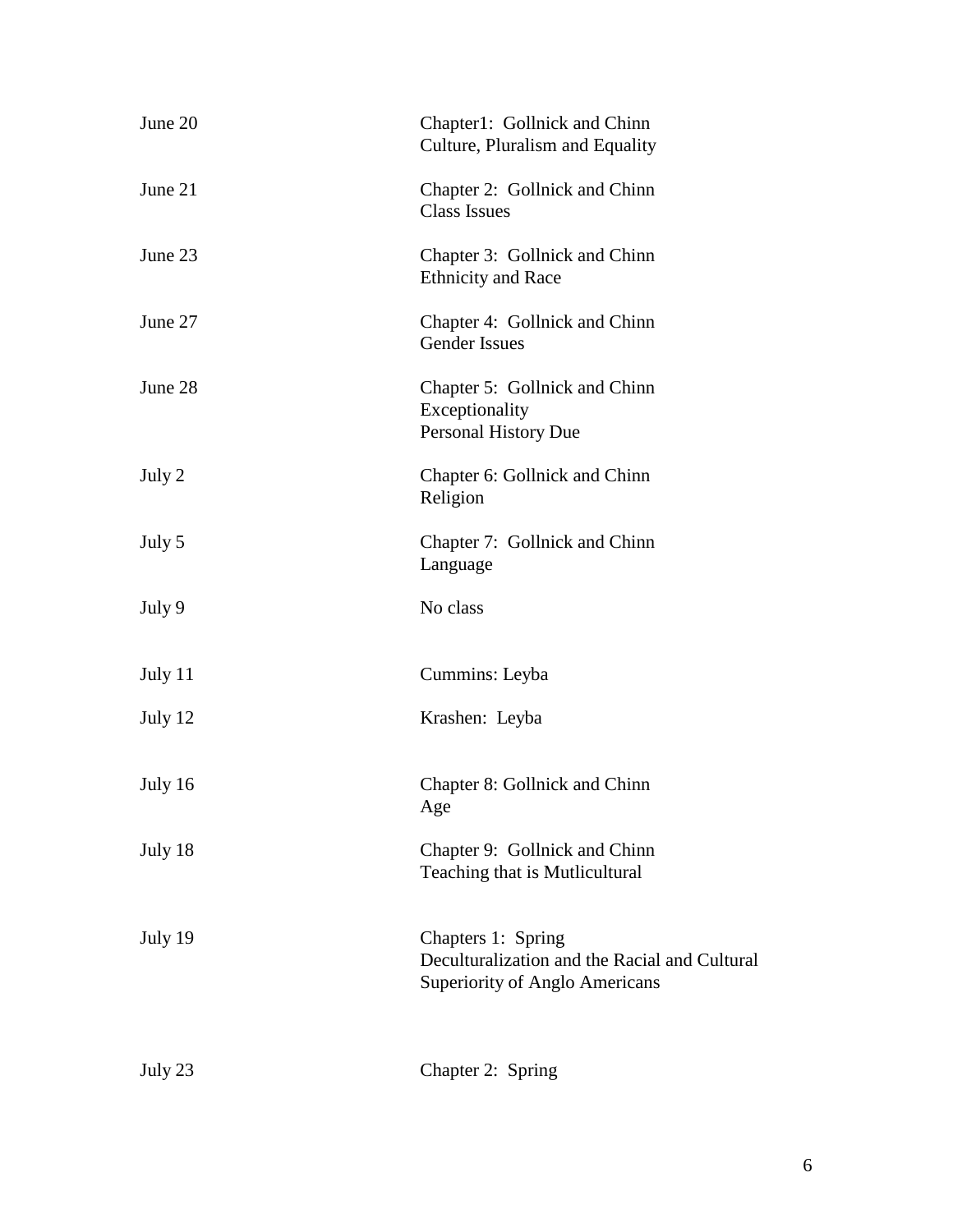| | |
|---|---|
| June 20 | Chapter1: Gollnick and Chinn<br>Culture, Pluralism and Equality |
| June 21 | Chapter 2: Gollnick and Chinn<br>Class Issues |
| June 23 | Chapter 3: Gollnick and Chinn<br>Ethnicity and Race |
| June 27 | Chapter 4: Gollnick and Chinn<br>Gender Issues |
| June 28 | Chapter 5: Gollnick and Chinn<br>Exceptionality<br>Personal History Due |
| July 2 | Chapter 6: Gollnick and Chinn<br>Religion |
| July 5 | Chapter 7: Gollnick and Chinn<br>Language |
| July 9 | No class |
| July 11 | Cummins: Leyba |
| July 12 | Krashen: Leyba |
| July 16 | Chapter 8: Gollnick and Chinn<br>Age |
| July 18 | Chapter 9: Gollnick and Chinn<br>Teaching that is Mutlicultural |
| July 19 | Chapters 1: Spring<br>Deculturalization and the Racial and Cultural Superiority of Anglo Americans |
| July 23 | Chapter 2: Spring |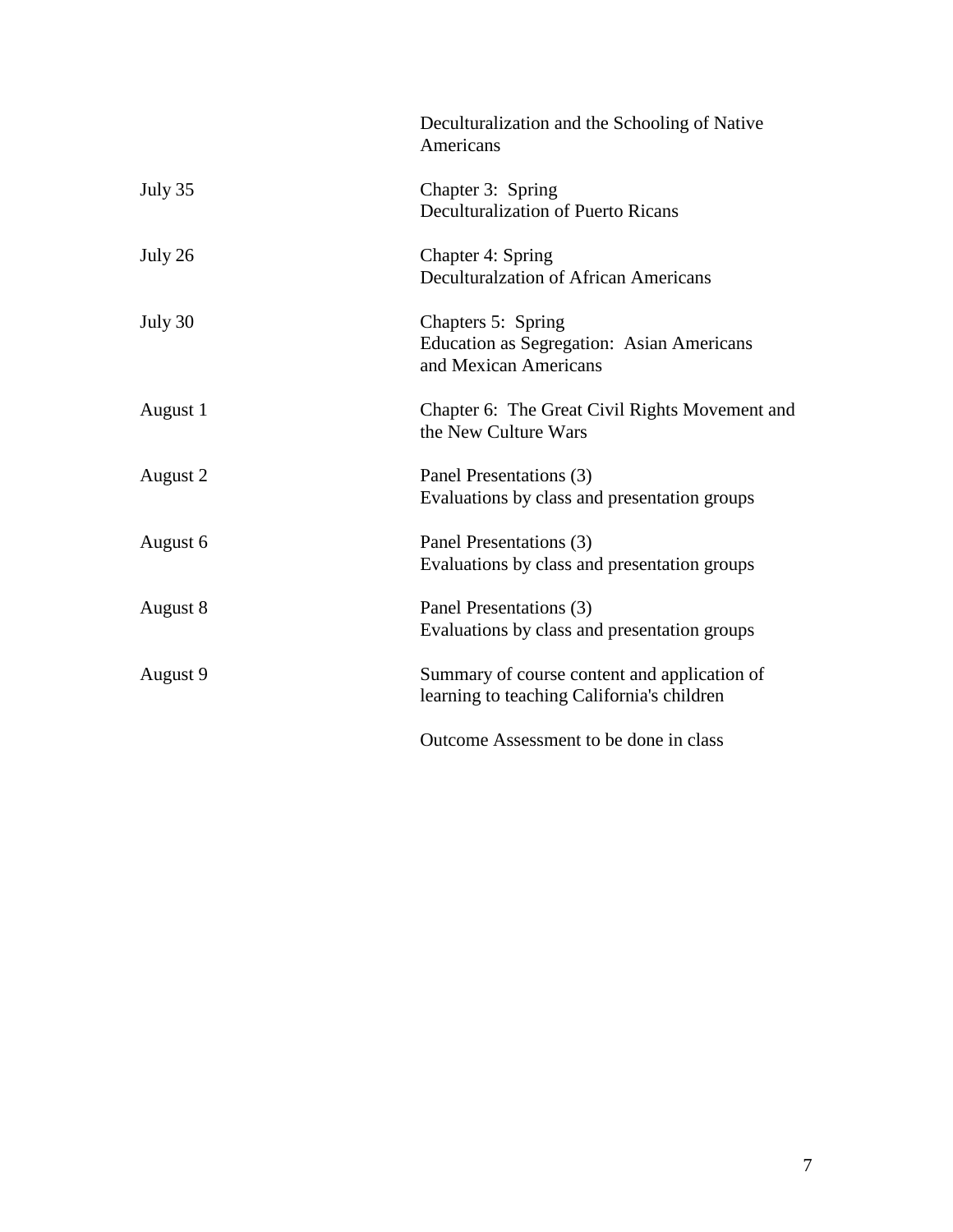| | |
|---|---|
| | Deculturalization and the Schooling of Native Americans |
| July 35 | Chapter 3: Spring<br>Deculturalization of Puerto Ricans |
| July 26 | Chapter 4: Spring<br>Deculturalzation of African Americans |
| July 30 | Chapters 5: Spring<br>Education as Segregation: Asian Americans and Mexican Americans |
| August 1 | Chapter 6: The Great Civil Rights Movement and the New Culture Wars |
| August 2 | Panel Presentations (3)<br>Evaluations by class and presentation groups |
| August 6 | Panel Presentations (3)<br>Evaluations by class and presentation groups |
| August 8 | Panel Presentations (3)<br>Evaluations by class and presentation groups |
| August 9 | Summary of course content and application of learning to teaching California's children |
| | Outcome Assessment to be done in class |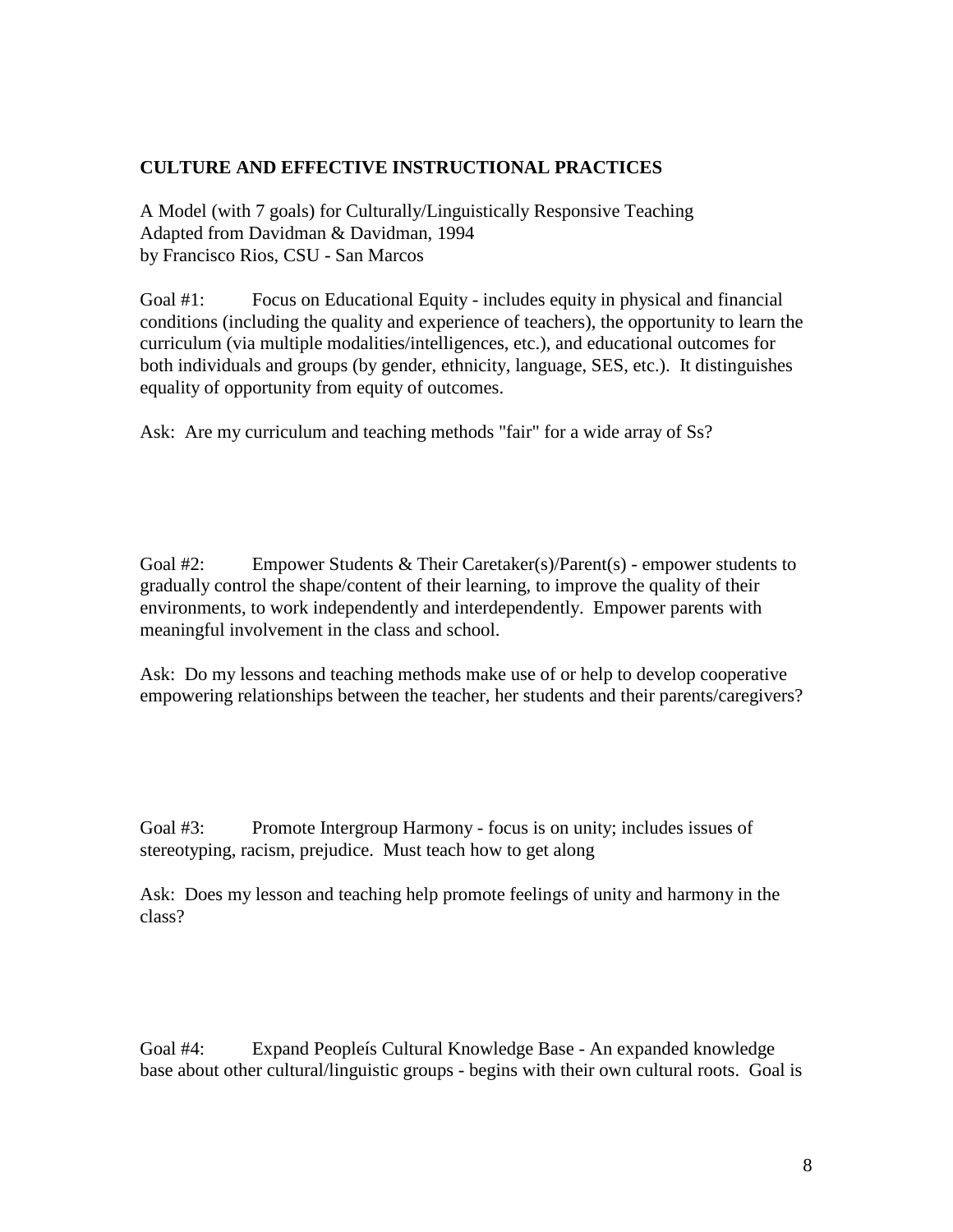**CULTURE AND EFFECTIVE INSTRUCTIONAL PRACTICES**

A Model (with 7 goals) for Culturally/Linguistically Responsive Teaching
Adapted from Davidman & Davidman, 1994
by Francisco Rios, CSU - San Marcos

Goal #1: Focus on Educational Equity - includes equity in physical and financial conditions (including the quality and experience of teachers), the opportunity to learn the curriculum (via multiple modalities/intelligences, etc.), and educational outcomes for both individuals and groups (by gender, ethnicity, language, SES, etc.). It distinguishes equality of opportunity from equity of outcomes.

Ask: Are my curriculum and teaching methods "fair" for a wide array of Ss?

Goal #2: Empower Students & Their Caretaker(s)/Parent(s) - empower students to gradually control the shape/content of their learning, to improve the quality of their environments, to work independently and interdependently. Empower parents with meaningful involvement in the class and school.

Ask: Do my lessons and teaching methods make use of or help to develop cooperative empowering relationships between the teacher, her students and their parents/caregivers?

Goal #3: Promote Intergroup Harmony - focus is on unity; includes issues of stereotyping, racism, prejudice. Must teach how to get along

Ask: Does my lesson and teaching help promote feelings of unity and harmony in the class?

Goal #4: Expand Peopleís Cultural Knowledge Base - An expanded knowledge base about other cultural/linguistic groups - begins with their own cultural roots. Goal is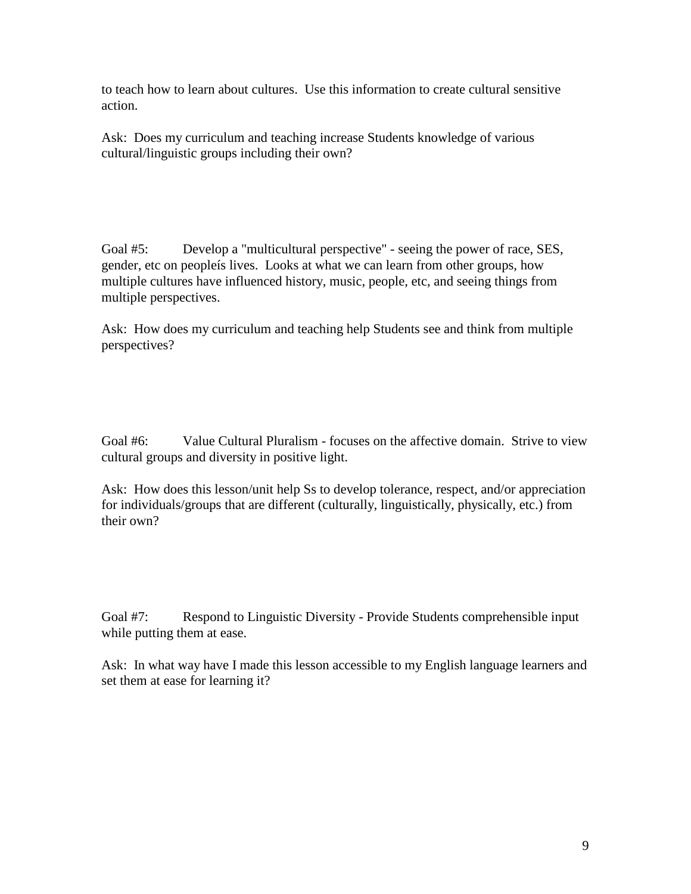to teach how to learn about cultures. Use this information to create cultural sensitive action.

Ask: Does my curriculum and teaching increase Students knowledge of various cultural/linguistic groups including their own?

Goal #5: Develop a "multicultural perspective" - seeing the power of race, SES, gender, etc on peopleís lives. Looks at what we can learn from other groups, how multiple cultures have influenced history, music, people, etc, and seeing things from multiple perspectives.

Ask: How does my curriculum and teaching help Students see and think from multiple perspectives?

Goal #6: Value Cultural Pluralism - focuses on the affective domain. Strive to view cultural groups and diversity in positive light.

Ask: How does this lesson/unit help Ss to develop tolerance, respect, and/or appreciation for individuals/groups that are different (culturally, linguistically, physically, etc.) from their own?

Goal #7: Respond to Linguistic Diversity - Provide Students comprehensible input while putting them at ease.

Ask: In what way have I made this lesson accessible to my English language learners and set them at ease for learning it?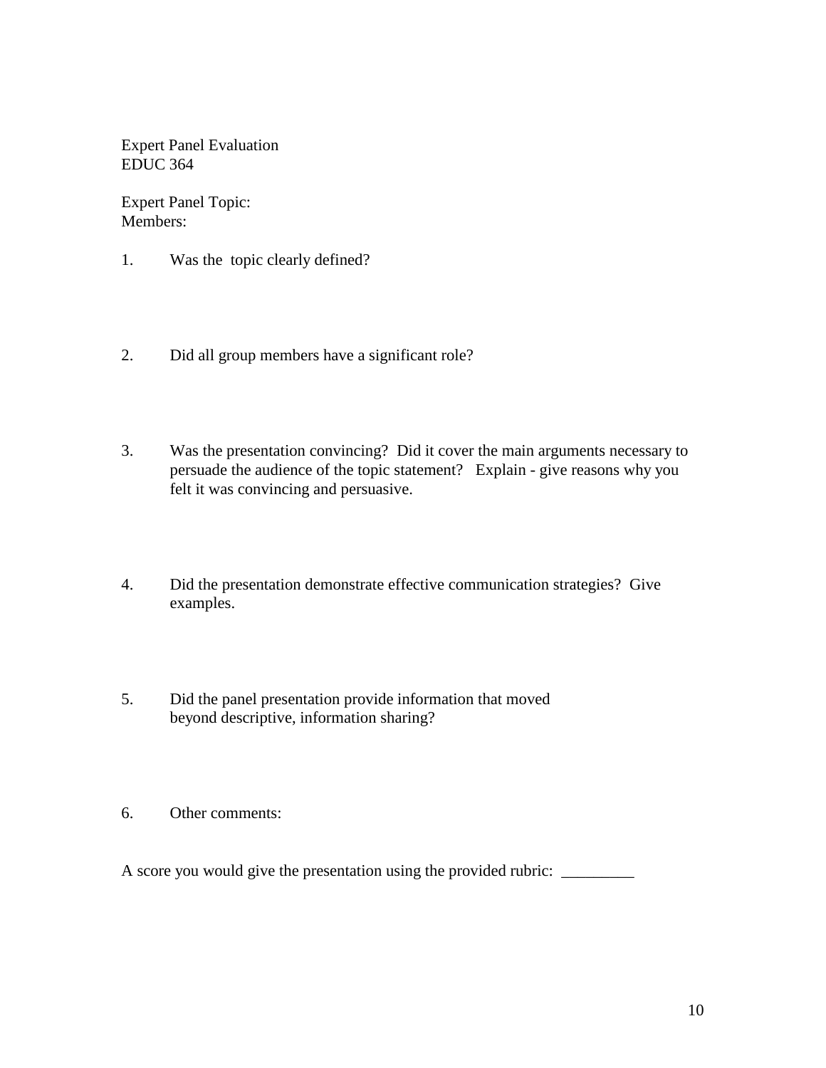Expert Panel Evaluation
EDUC 364

Expert Panel Topic:
Members:

1. Was the topic clearly defined?

2. Did all group members have a significant role?

3. Was the presentation convincing? Did it cover the main arguments necessary to persuade the audience of the topic statement? Explain - give reasons why you felt it was convincing and persuasive.

4. Did the presentation demonstrate effective communication strategies? Give examples.

5. Did the panel presentation provide information that moved beyond descriptive, information sharing?

6. Other comments:

A score you would give the presentation using the provided rubric: _________